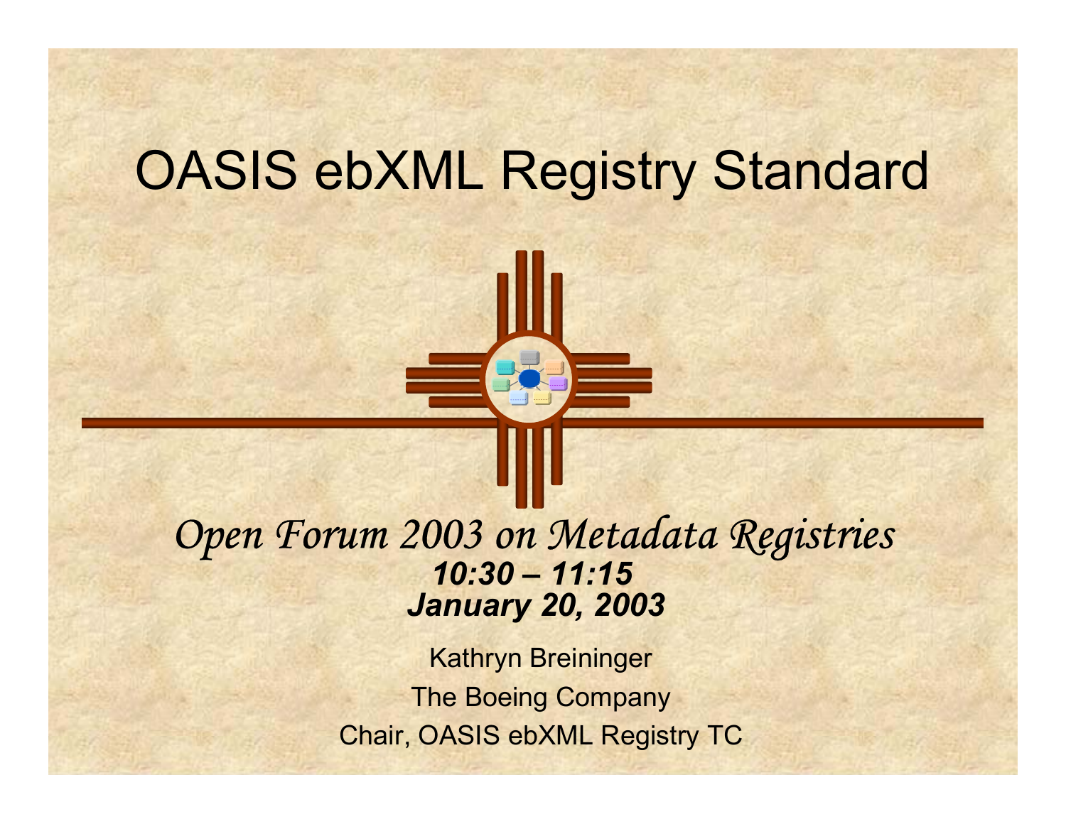# OASIS ebXML Registry Standard

*Open Forum 2003 on Metadata Registries*

***10:30 – 11:15***

***January 20, 2003***

Kathryn Breininger

The Boeing Company

Chair, OASIS ebXML Registry TC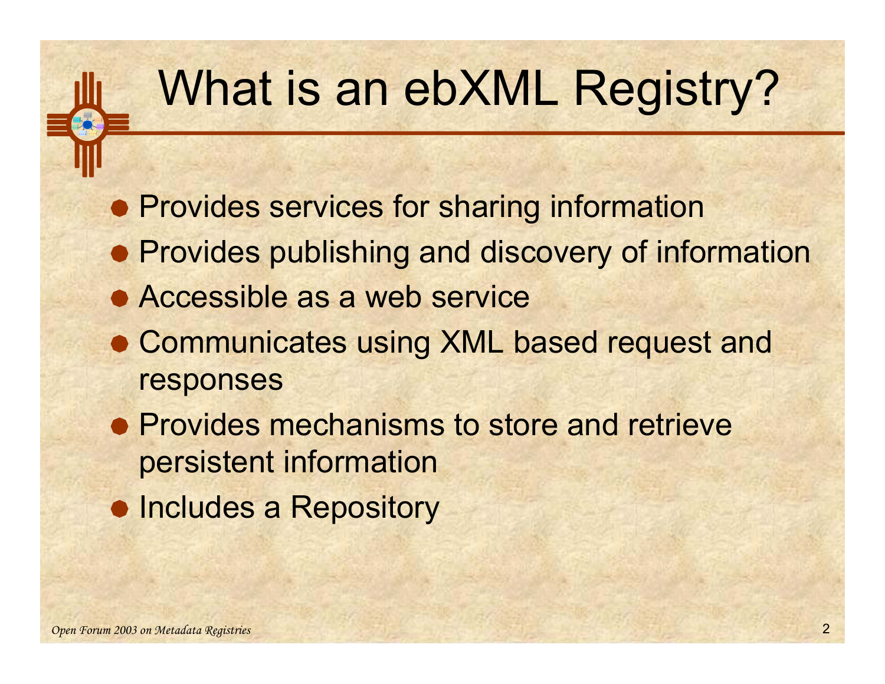# What is an ebXML Registry?

- Provides services for sharing information
- Provides publishing and discovery of information
- Accessible as a web service
- Communicates using XML based request and responses
- Provides mechanisms to store and retrieve persistent information
- Includes a Repository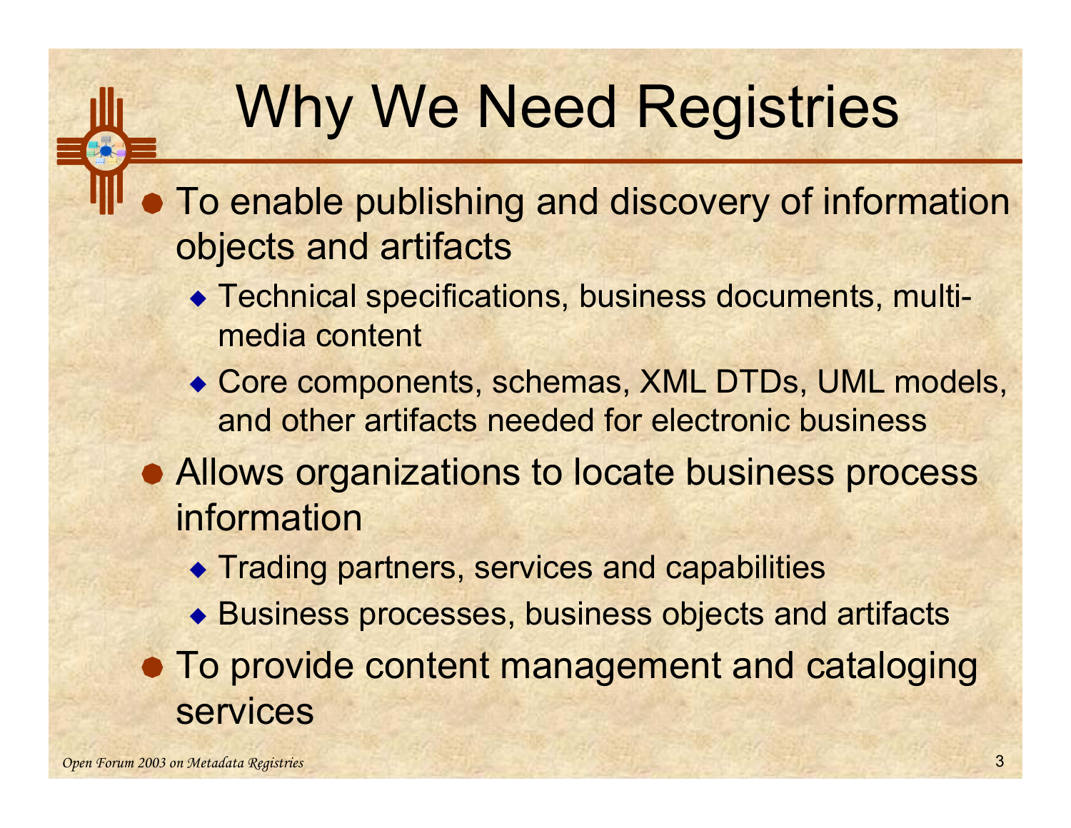# Why We Need Registries

- To enable publishing and discovery of information objects and artifacts
  - Technical specifications, business documents, multi-media content
  - Core components, schemas, XML DTDs, UML models, and other artifacts needed for electronic business
- Allows organizations to locate business process information
  - Trading partners, services and capabilities
  - Business processes, business objects and artifacts
- To provide content management and cataloging services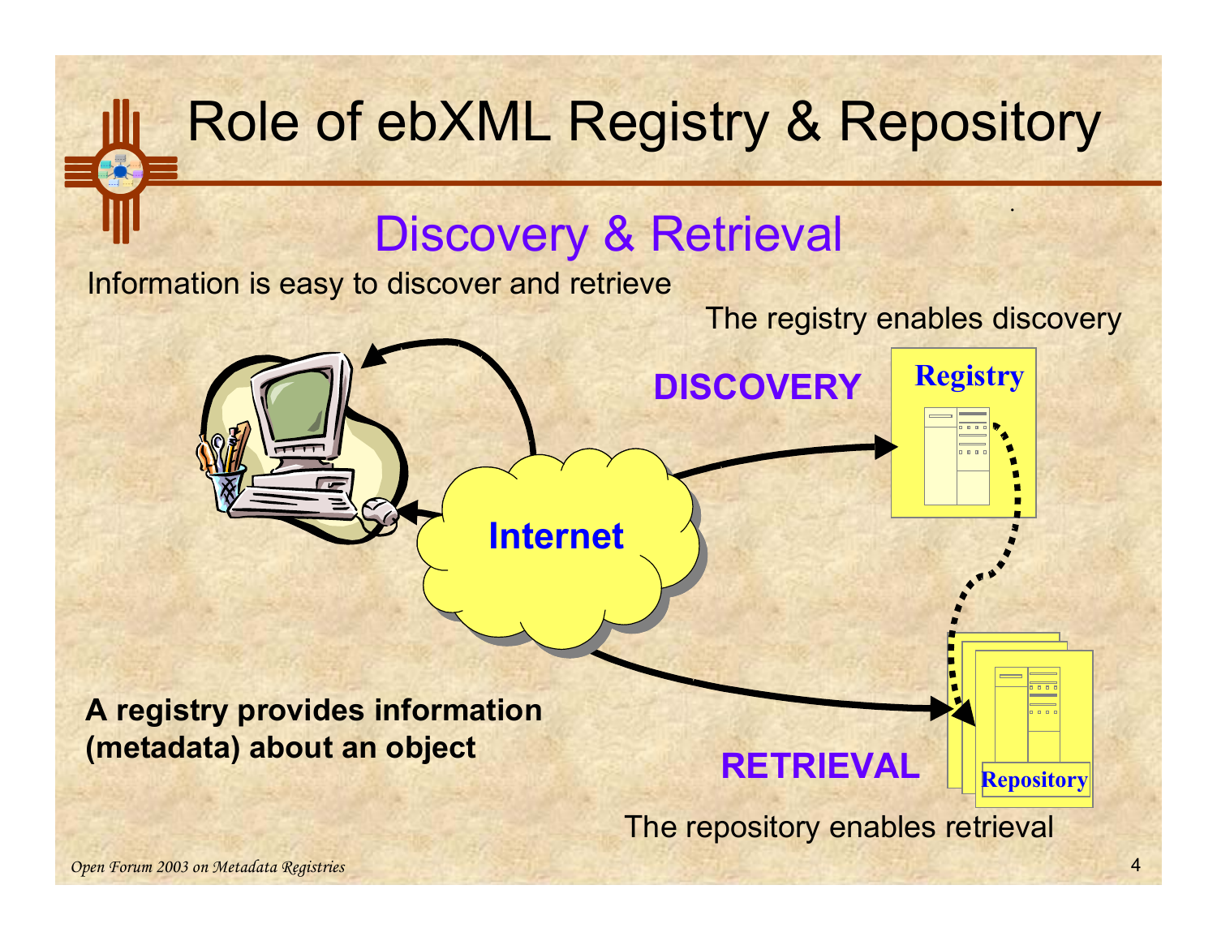# Role of ebXML Registry & Repository

## Discovery & Retrieval

Information is easy to discover and retrieve

The registry enables discovery

DISCOVERY

Registry

Internet

RETRIEVAL

Repository

**A registry provides information (metadata) about an object**

The repository enables retrieval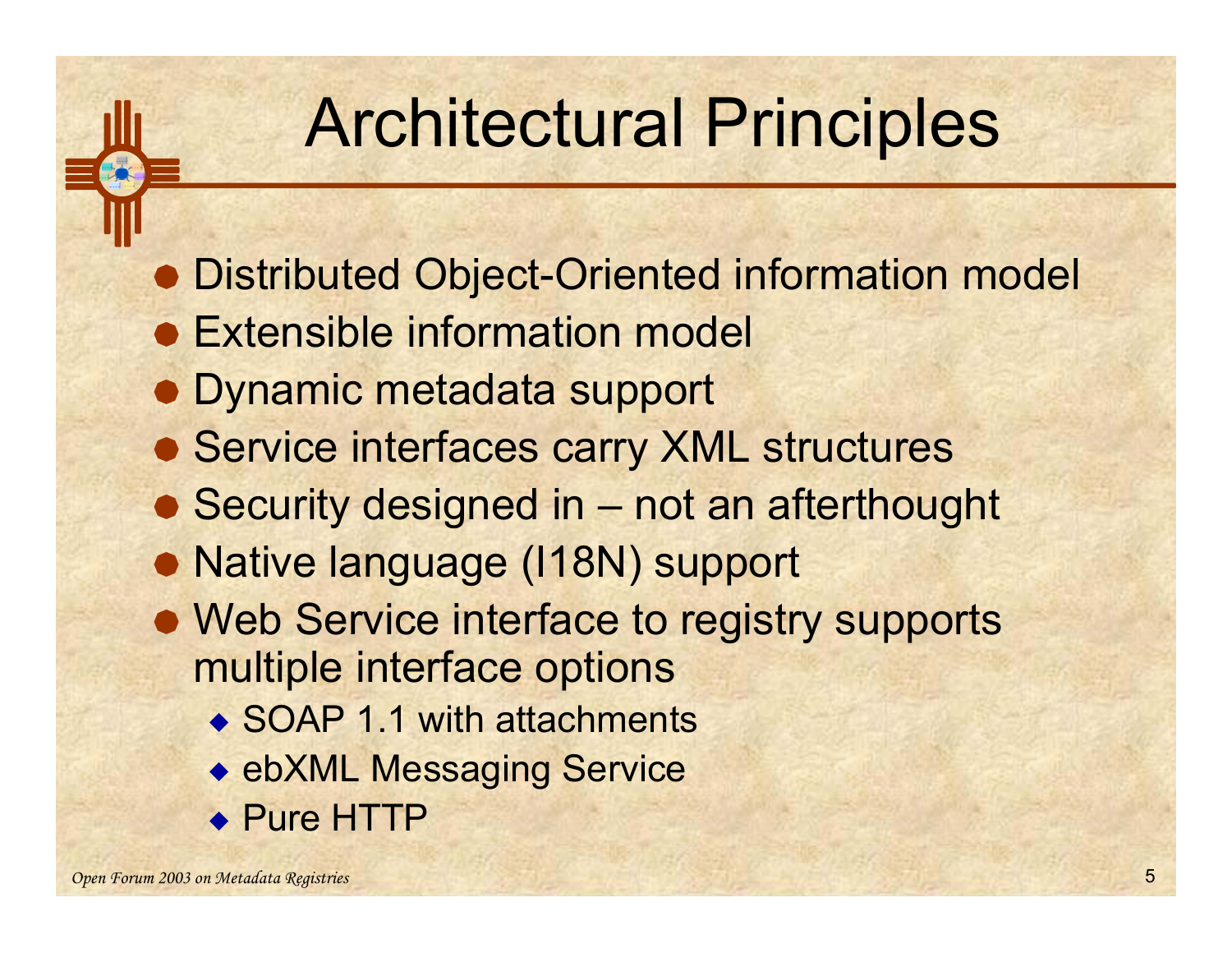# Architectural Principles

- Distributed Object-Oriented information model
- Extensible information model
- Dynamic metadata support
- Service interfaces carry XML structures
- Security designed in – not an afterthought
- Native language (I18N) support
- Web Service interface to registry supports multiple interface options
  - SOAP 1.1 with attachments
  - ebXML Messaging Service
  - Pure HTTP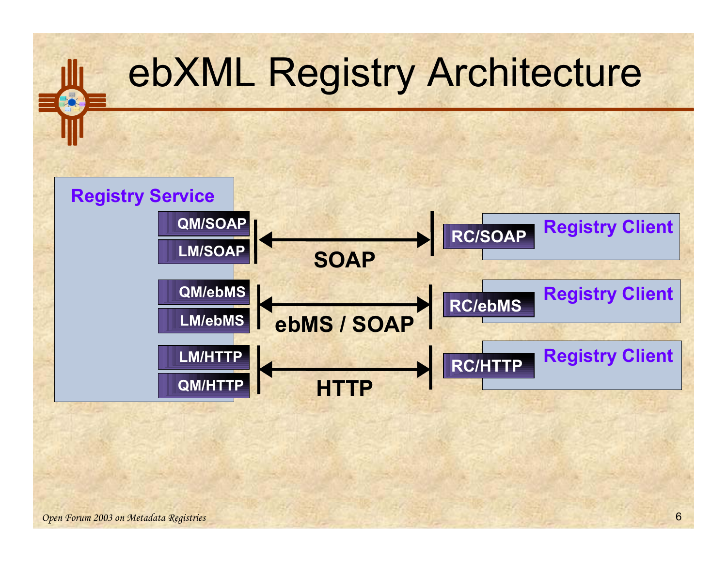# ebXML Registry Architecture

**Registry Service**

- QM/SOAP
- LM/SOAP
- QM/ebMS
- LM/ebMS
- LM/HTTP
- QM/HTTP

**SOAP** ↔ RC/SOAP — **Registry Client**

**ebMS / SOAP** ↔ RC/ebMS — **Registry Client**

**HTTP** ↔ RC/HTTP — **Registry Client**

*Open Forum 2003 on Metadata Registries*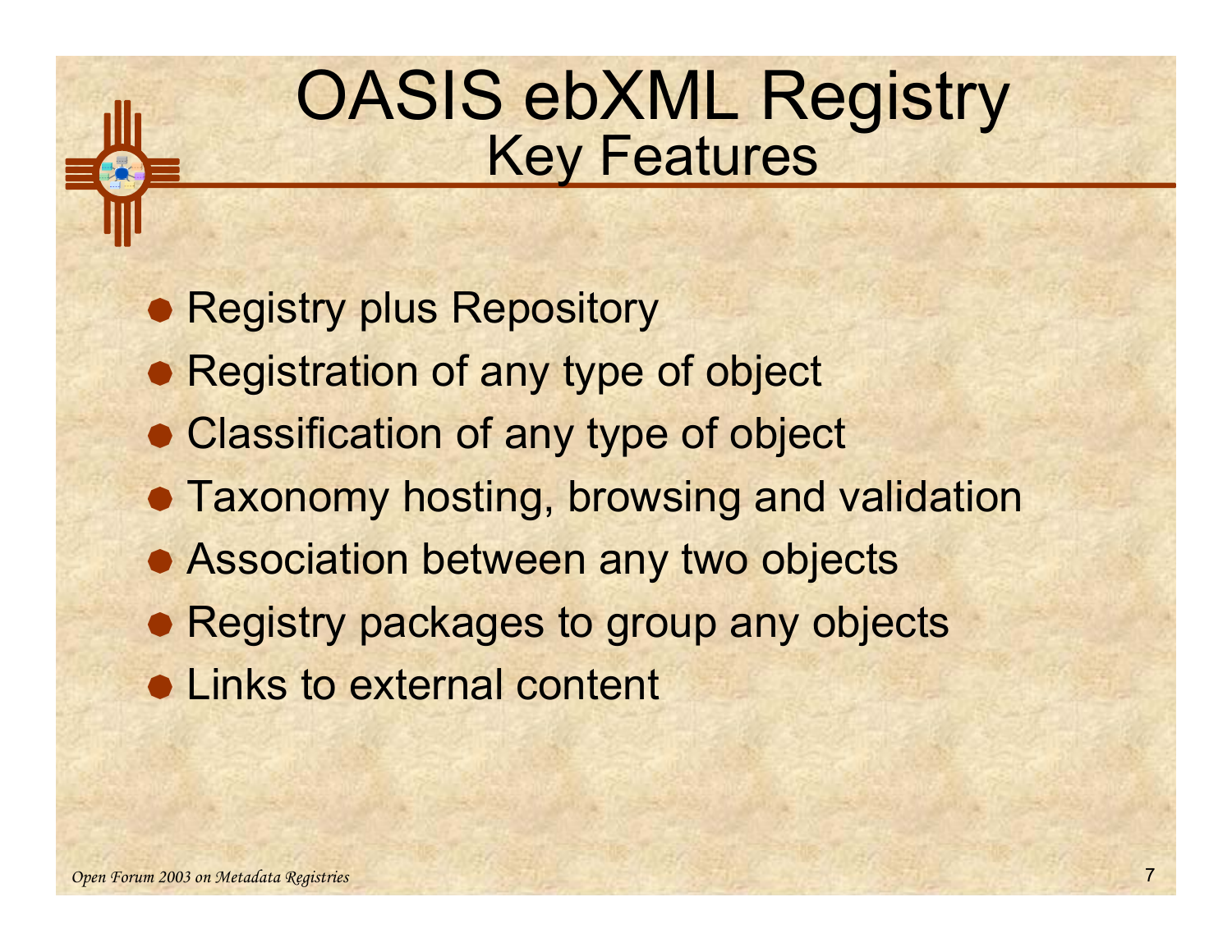# OASIS ebXML Registry

## Key Features

- Registry plus Repository
- Registration of any type of object
- Classification of any type of object
- Taxonomy hosting, browsing and validation
- Association between any two objects
- Registry packages to group any objects
- Links to external content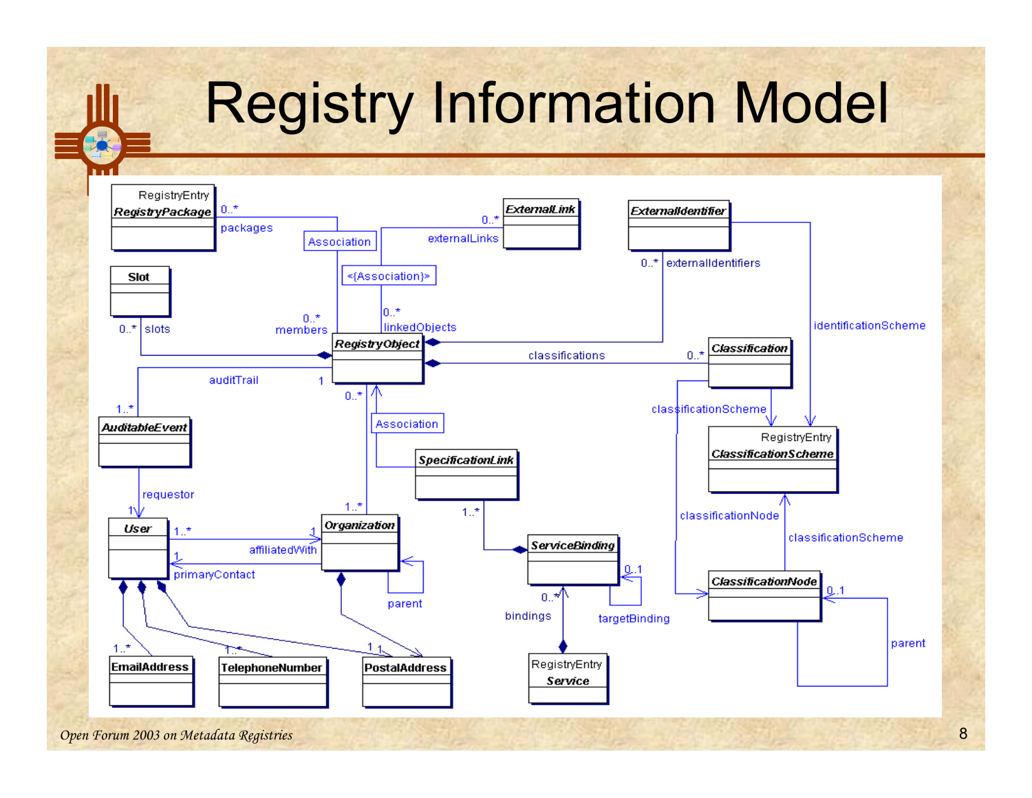# Registry Information Model

RegistryEntry *RegistryPackage*

*ExternalLink*

*ExternalIdentifier*

Slot

*RegistryObject*

*Classification*

*AuditableEvent*

RegistryEntry *ClassificationScheme*

*SpecificationLink*

*User*

*Organization*

*ServiceBinding*

*ClassificationNode*

EmailAddress

TelephoneNumber

PostalAddress

RegistryEntry *Service*

packages, Association, externalLinks, <{Association}>, externalIdentifiers, identificationScheme, members, linkedObjects, slots, classifications, auditTrail, classificationScheme, Association, requestor, classificationNode, classificationScheme, affiliatedWith, primaryContact, parent, targetBinding, bindings, parent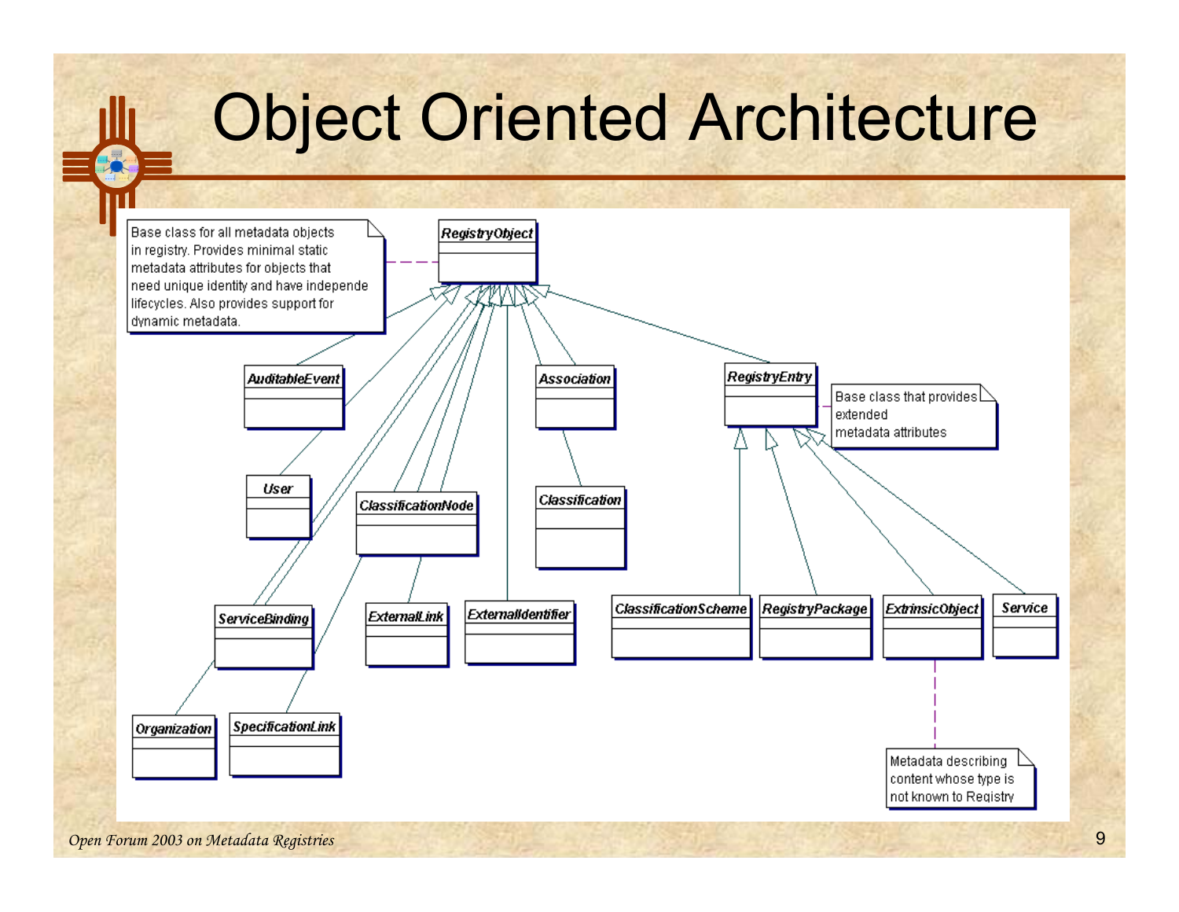# Object Oriented Architecture

RegistryObject

Base class for all metadata objects in registry. Provides minimal static metadata attributes for objects that need unique identity and have independe lifecycles. Also provides support for dynamic metadata.

AuditableEvent

User

ServiceBinding

Organization

ClassificationNode

ExternalLink

SpecificationLink

ExternalIdentifier

Association

Classification

RegistryEntry

Base class that provides extended metadata attributes

ClassificationScheme

RegistryPackage

ExtrinsicObject

Service

Metadata describing content whose type is not known to Registry

*Open Forum 2003 on Metadata Registries*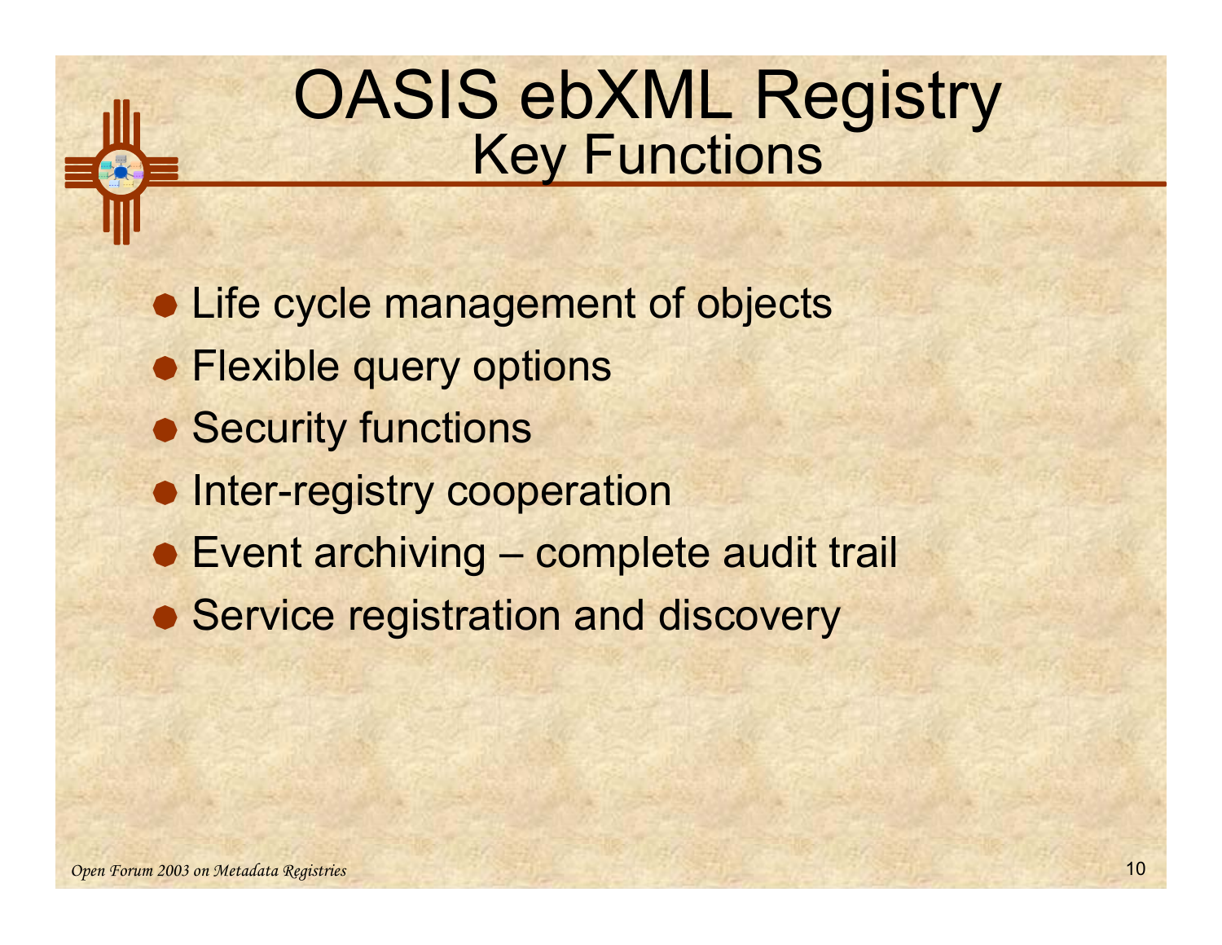# OASIS ebXML Registry
## Key Functions

- Life cycle management of objects
- Flexible query options
- Security functions
- Inter-registry cooperation
- Event archiving – complete audit trail
- Service registration and discovery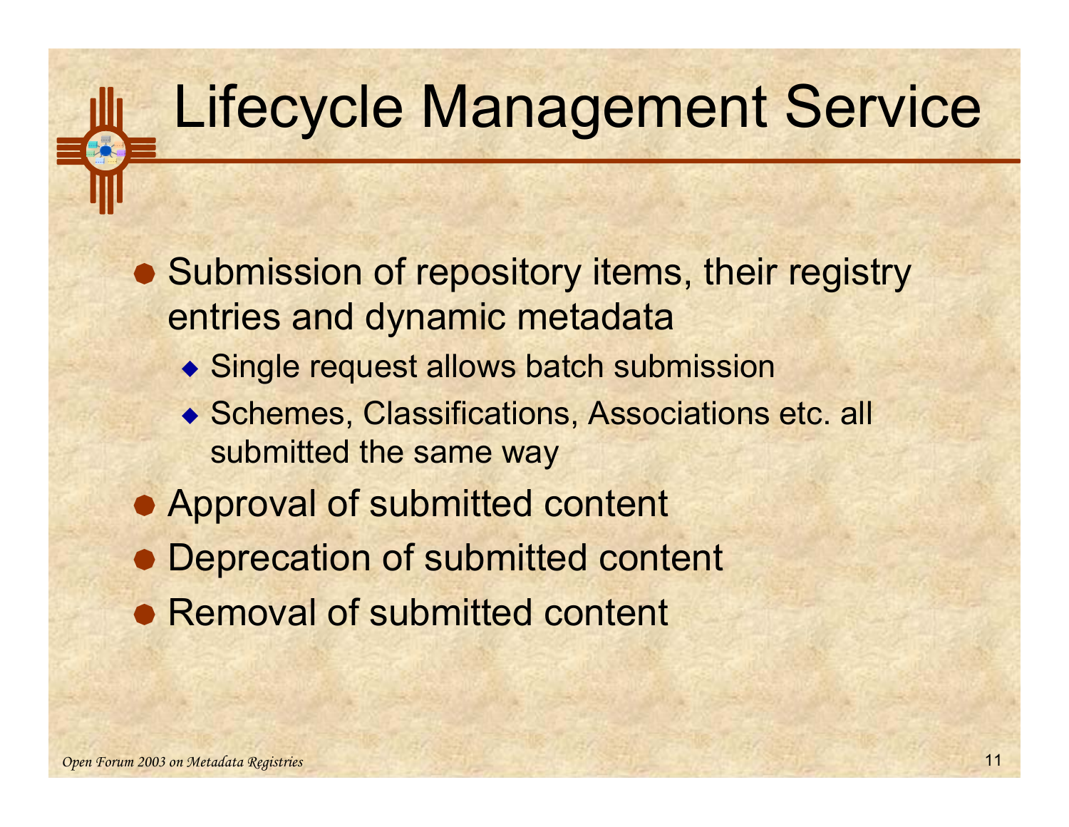# Lifecycle Management Service

- Submission of repository items, their registry entries and dynamic metadata
  - Single request allows batch submission
  - Schemes, Classifications, Associations etc. all submitted the same way
- Approval of submitted content
- Deprecation of submitted content
- Removal of submitted content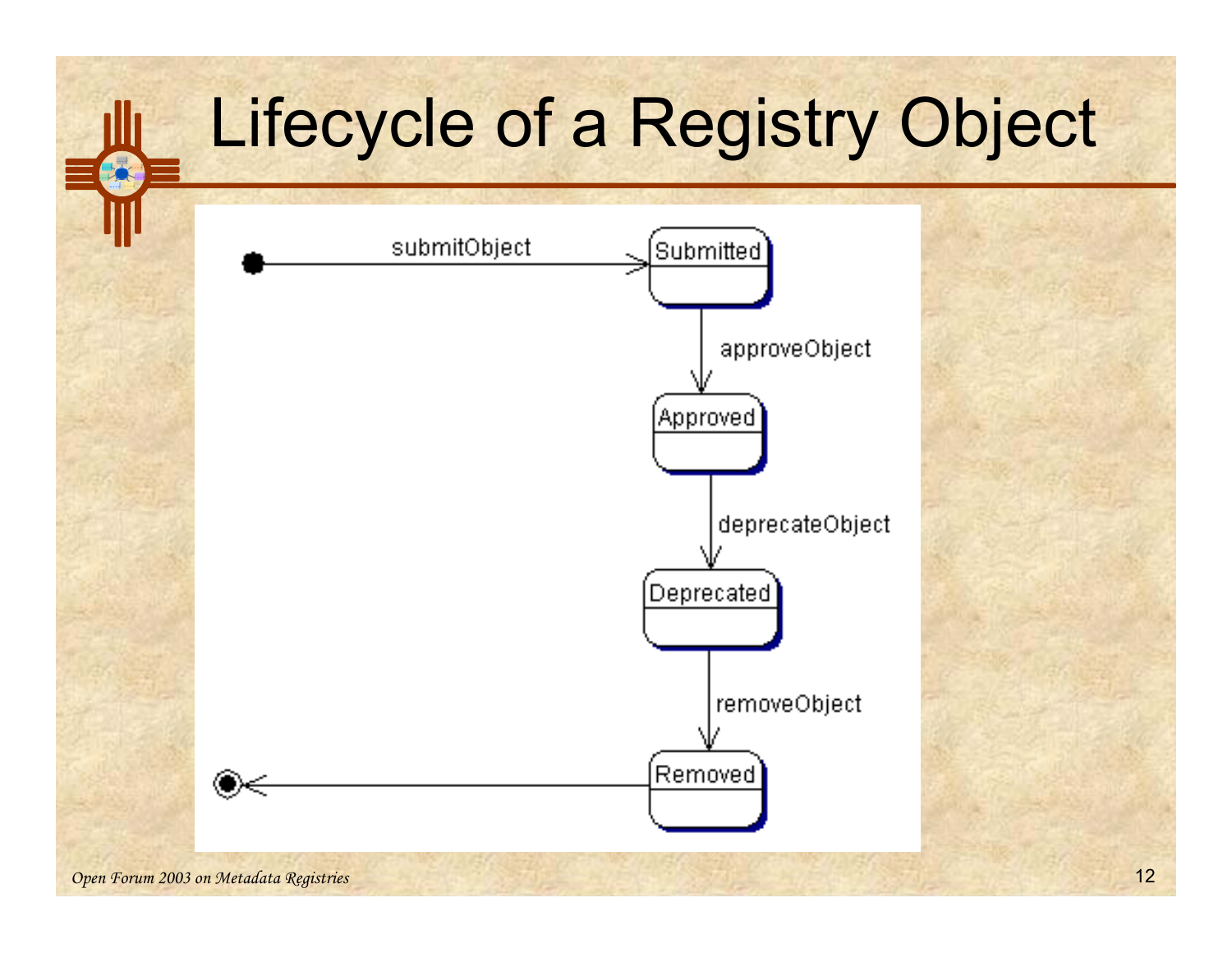# Lifecycle of a Registry Object

submitObject

Submitted

approveObject

Approved

deprecateObject

Deprecated

removeObject

Removed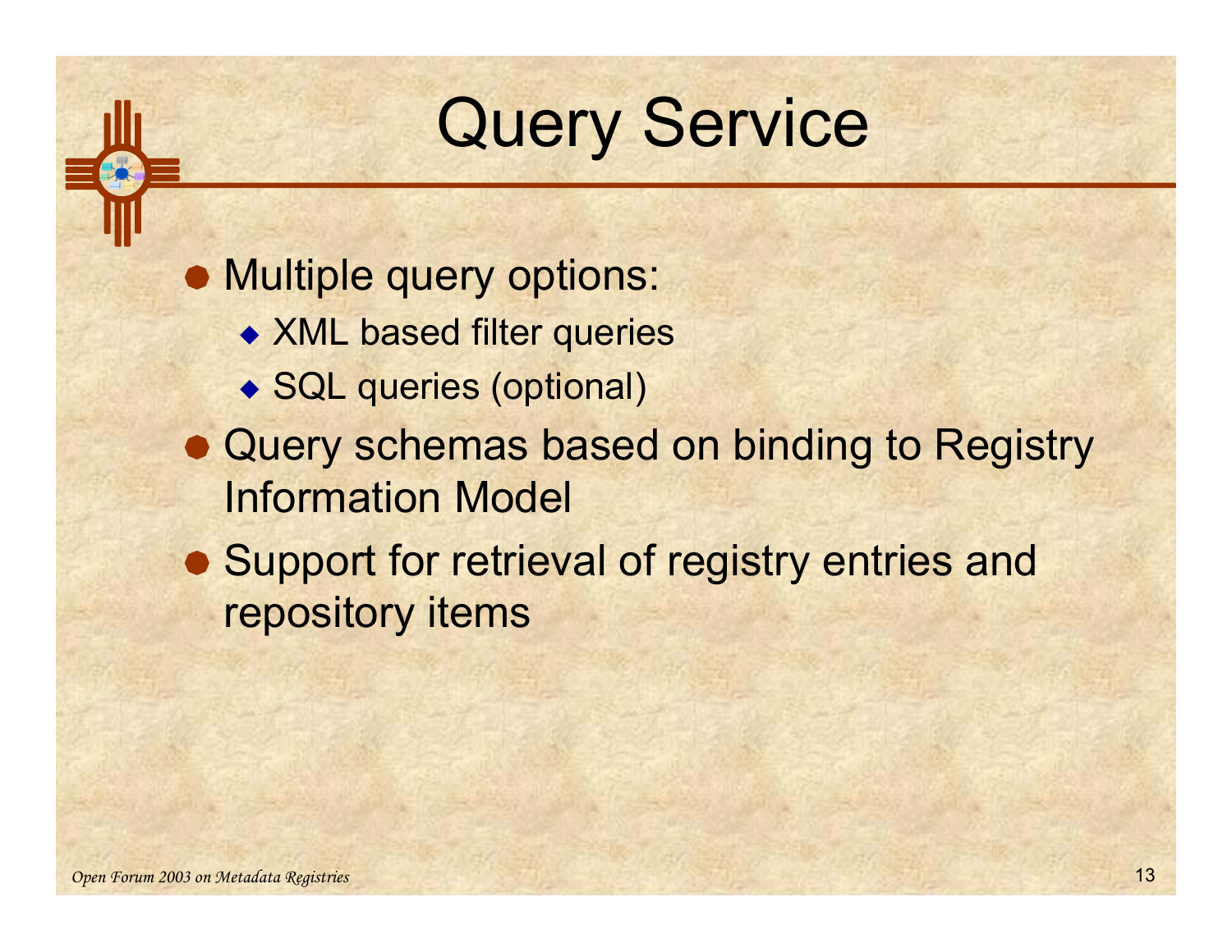# Query Service

- Multiple query options:
  - XML based filter queries
  - SQL queries (optional)
- Query schemas based on binding to Registry Information Model
- Support for retrieval of registry entries and repository items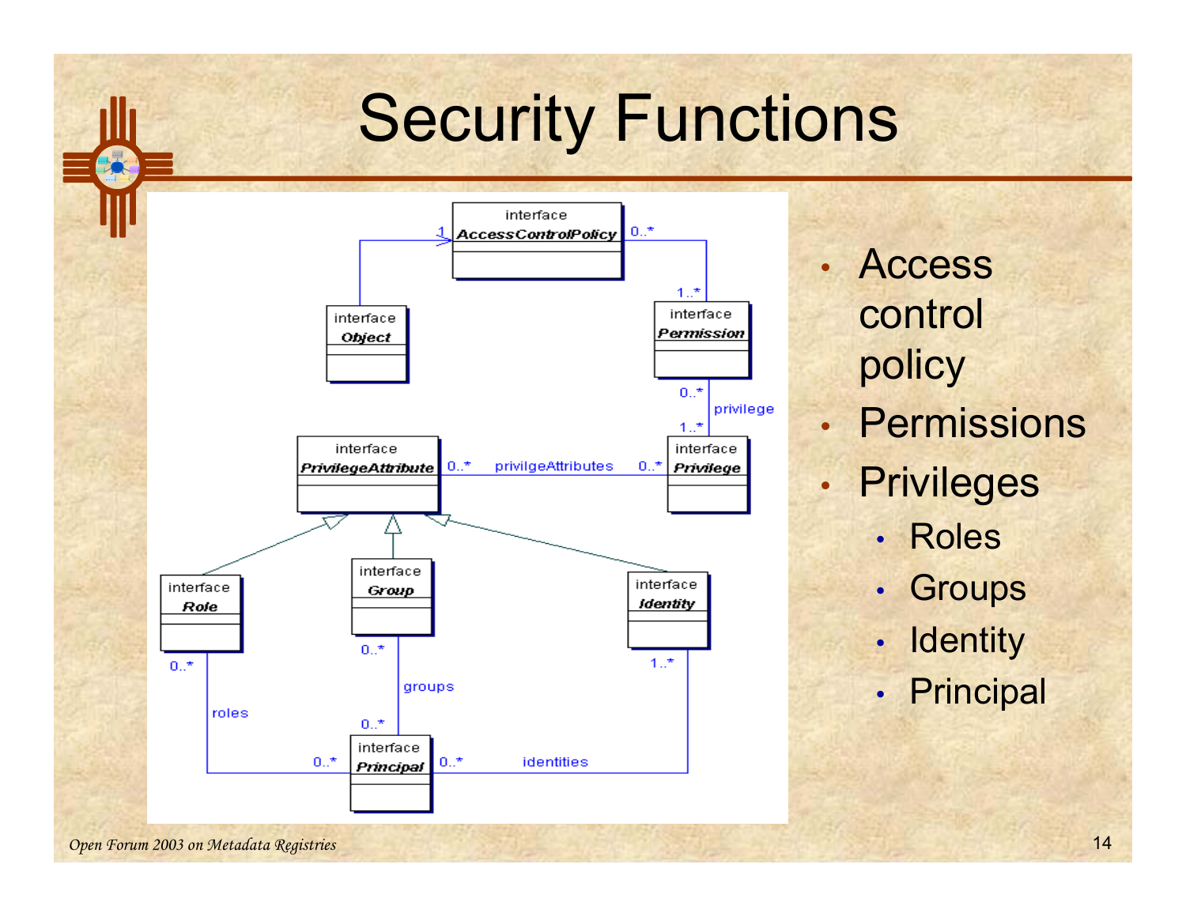# Security Functions

- Access control policy
- Permissions
- Privileges
  - Roles
  - Groups
  - Identity
  - Principal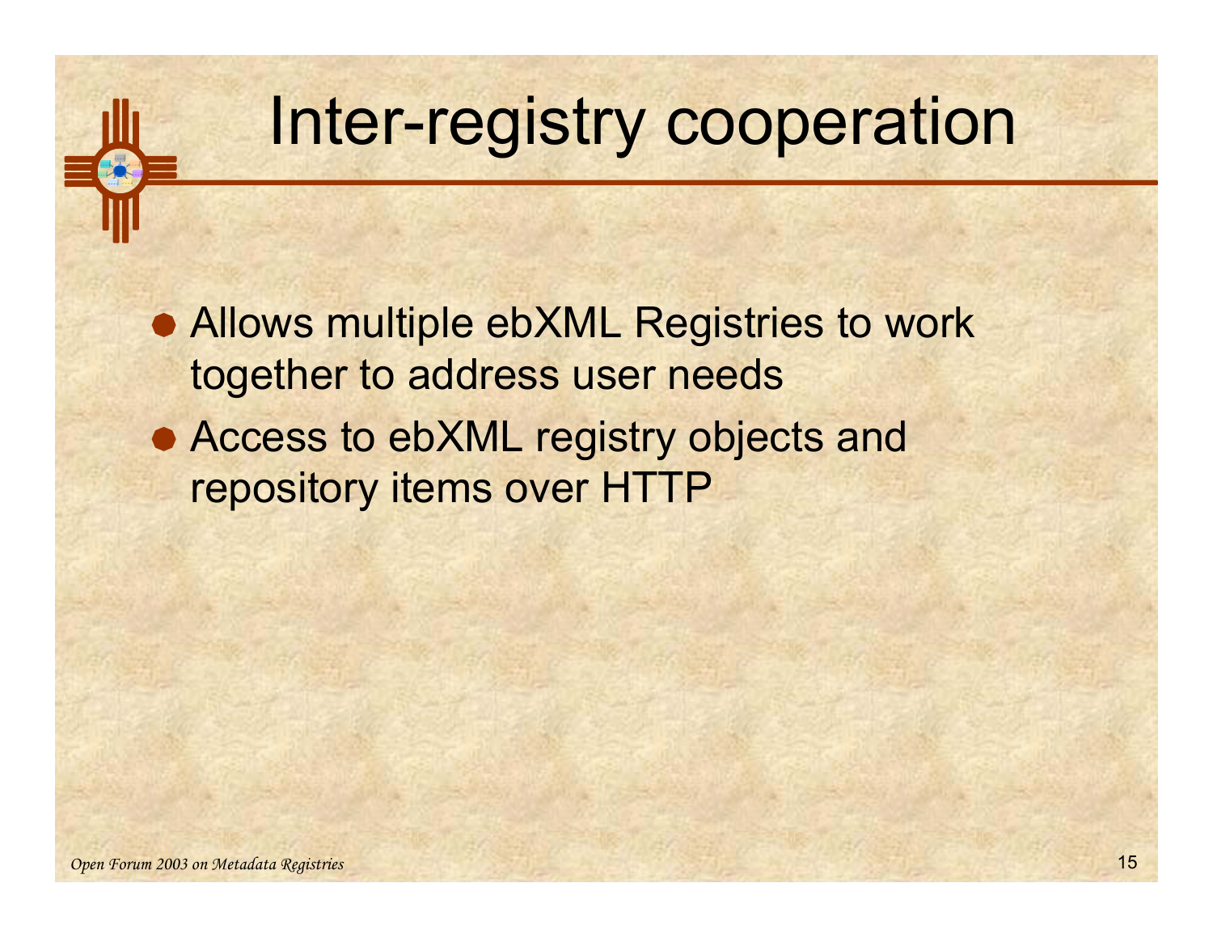# Inter-registry cooperation

- Allows multiple ebXML Registries to work together to address user needs
- Access to ebXML registry objects and repository items over HTTP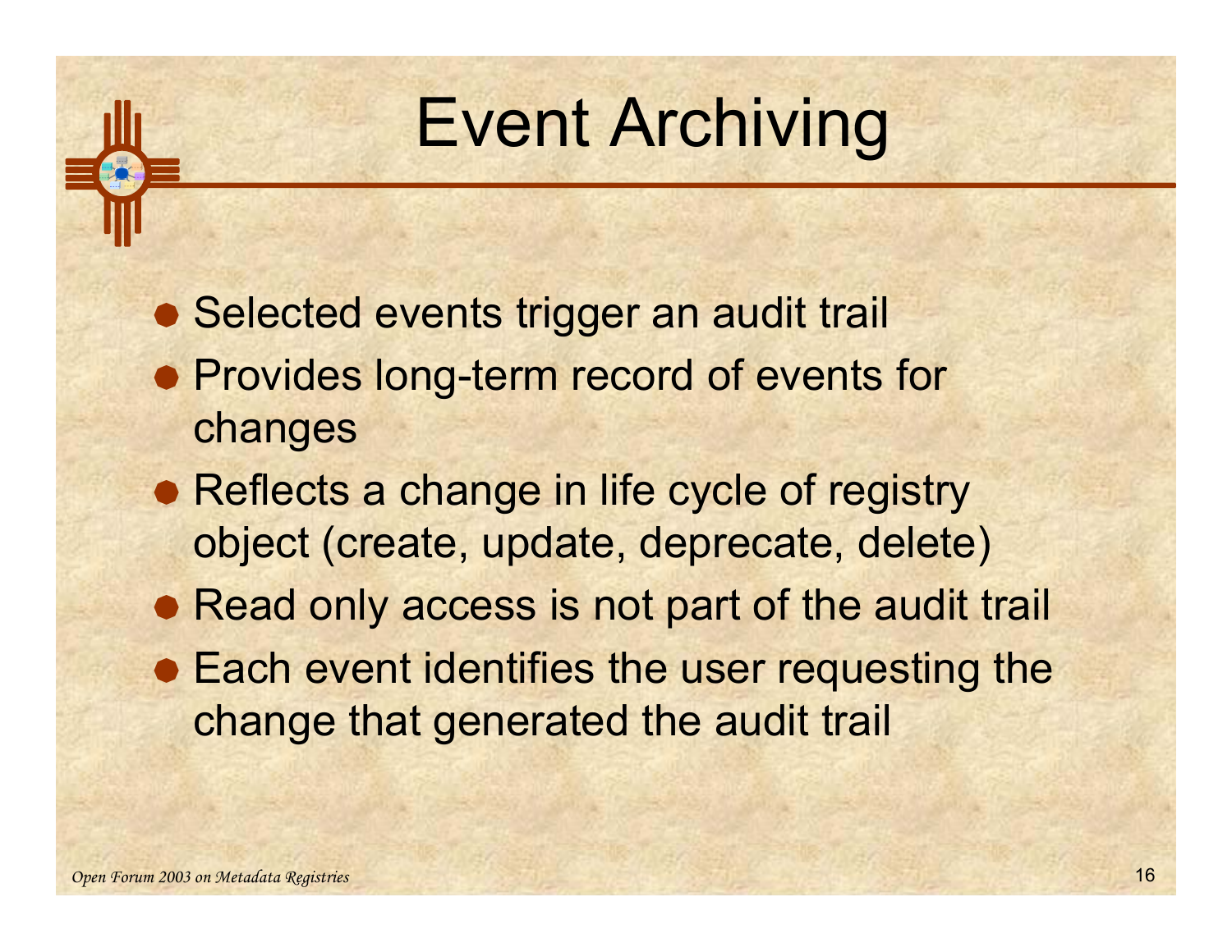# Event Archiving

- Selected events trigger an audit trail
- Provides long-term record of events for changes
- Reflects a change in life cycle of registry object (create, update, deprecate, delete)
- Read only access is not part of the audit trail
- Each event identifies the user requesting the change that generated the audit trail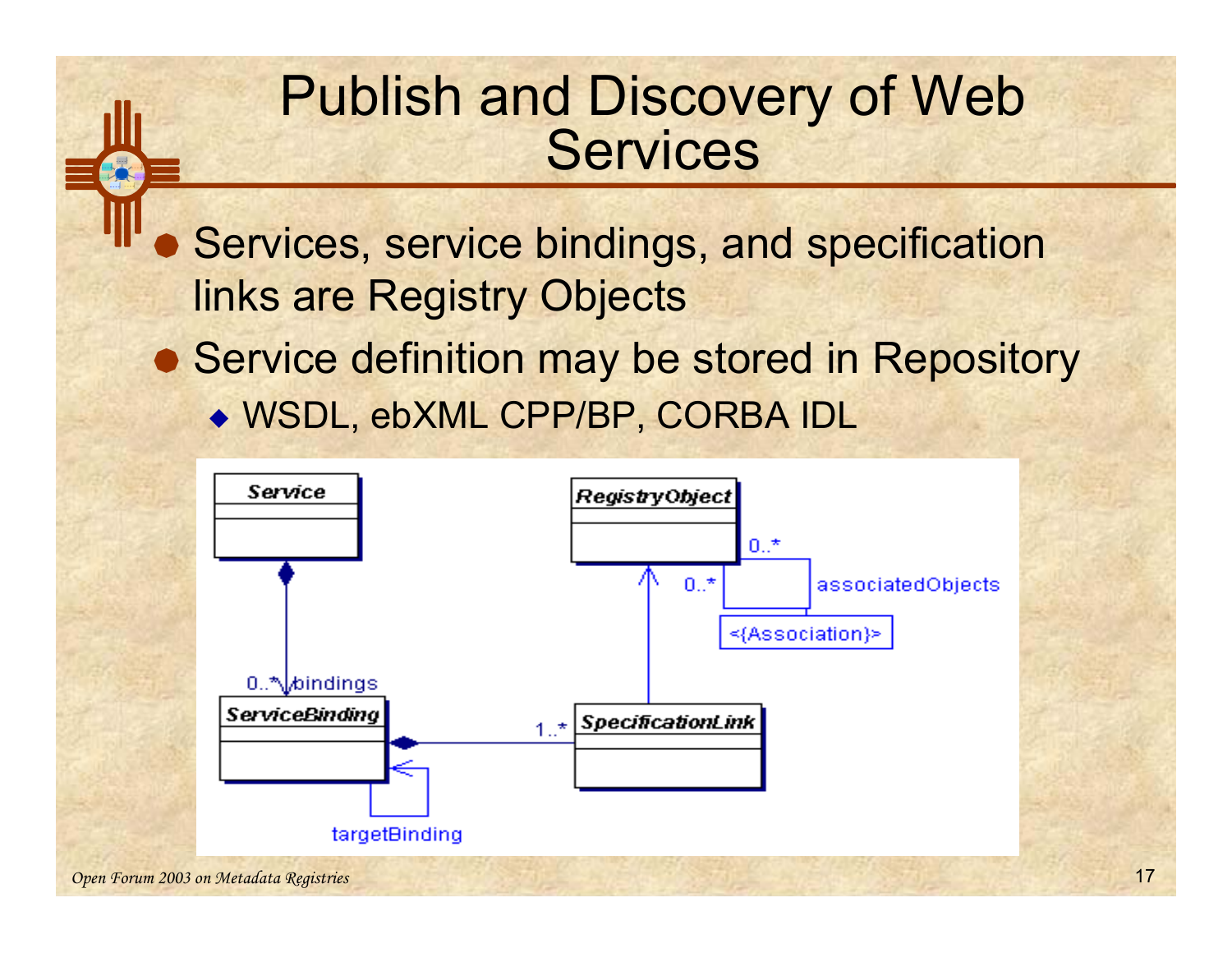# Publish and Discovery of Web Services

- Services, service bindings, and specification links are Registry Objects
- Service definition may be stored in Repository
  - WSDL, ebXML CPP/BP, CORBA IDL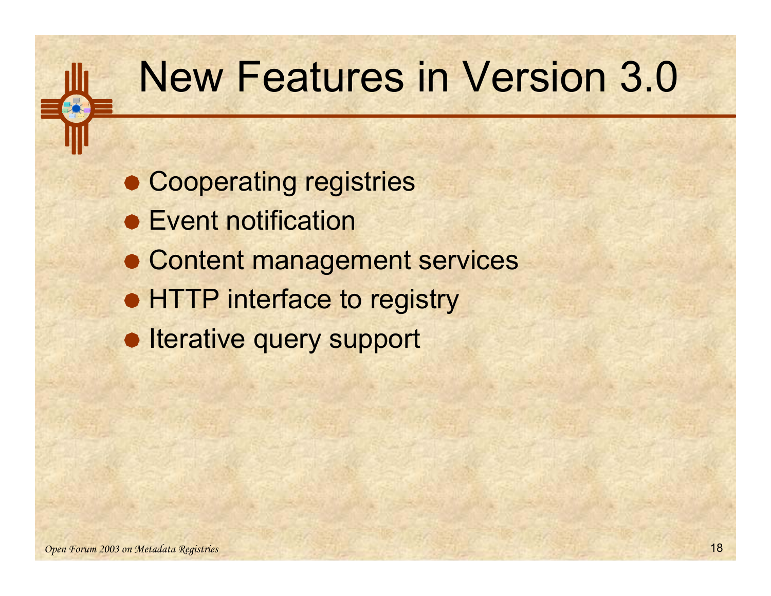# New Features in Version 3.0

- Cooperating registries
- Event notification
- Content management services
- HTTP interface to registry
- Iterative query support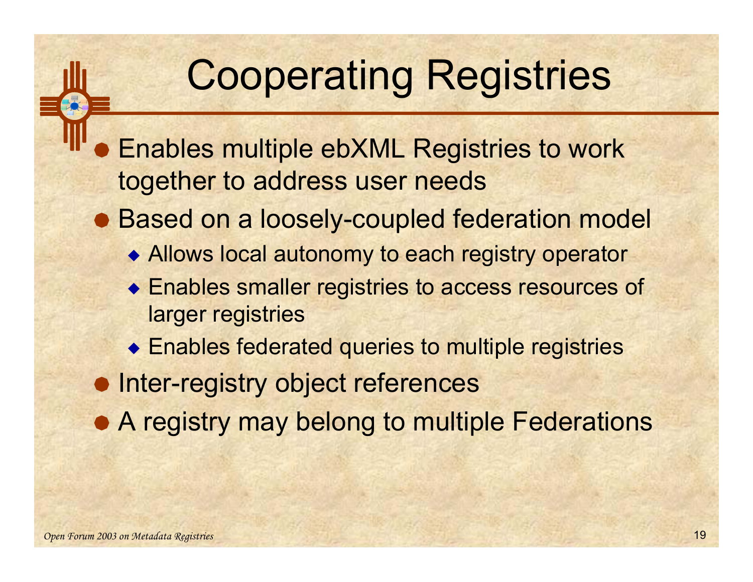# Cooperating Registries

- Enables multiple ebXML Registries to work together to address user needs
- Based on a loosely-coupled federation model
  - Allows local autonomy to each registry operator
  - Enables smaller registries to access resources of larger registries
  - Enables federated queries to multiple registries
- Inter-registry object references
- A registry may belong to multiple Federations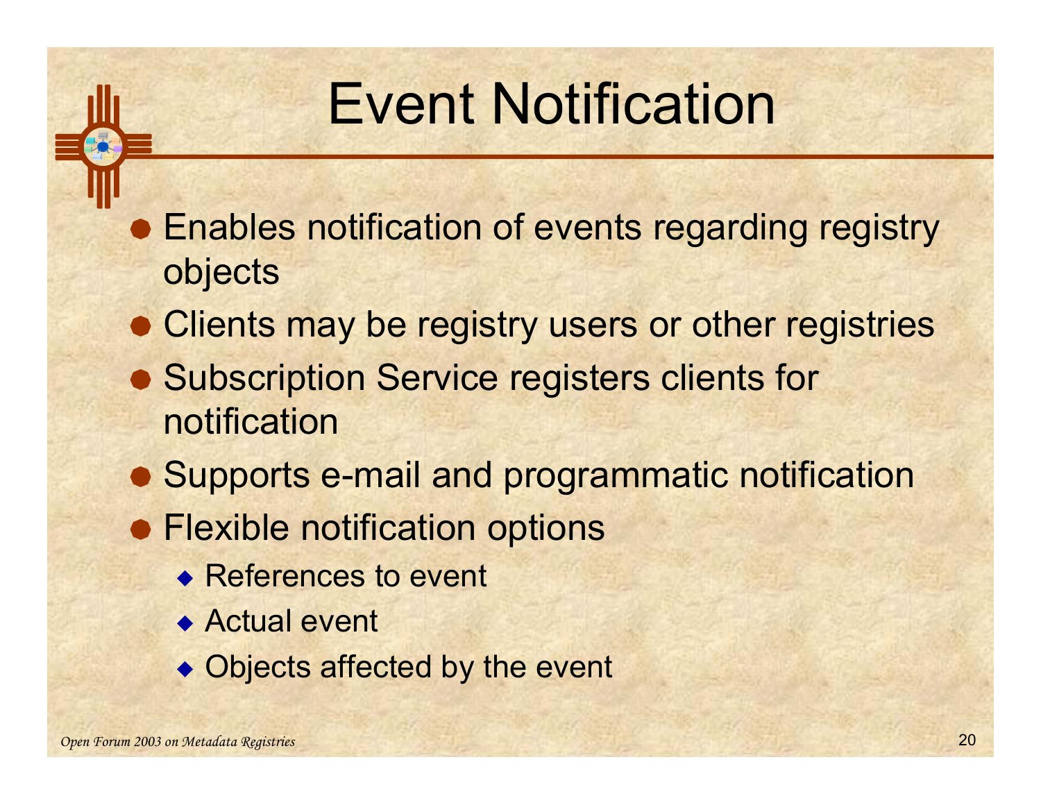# Event Notification

- Enables notification of events regarding registry objects
- Clients may be registry users or other registries
- Subscription Service registers clients for notification
- Supports e-mail and programmatic notification
- Flexible notification options
  - References to event
  - Actual event
  - Objects affected by the event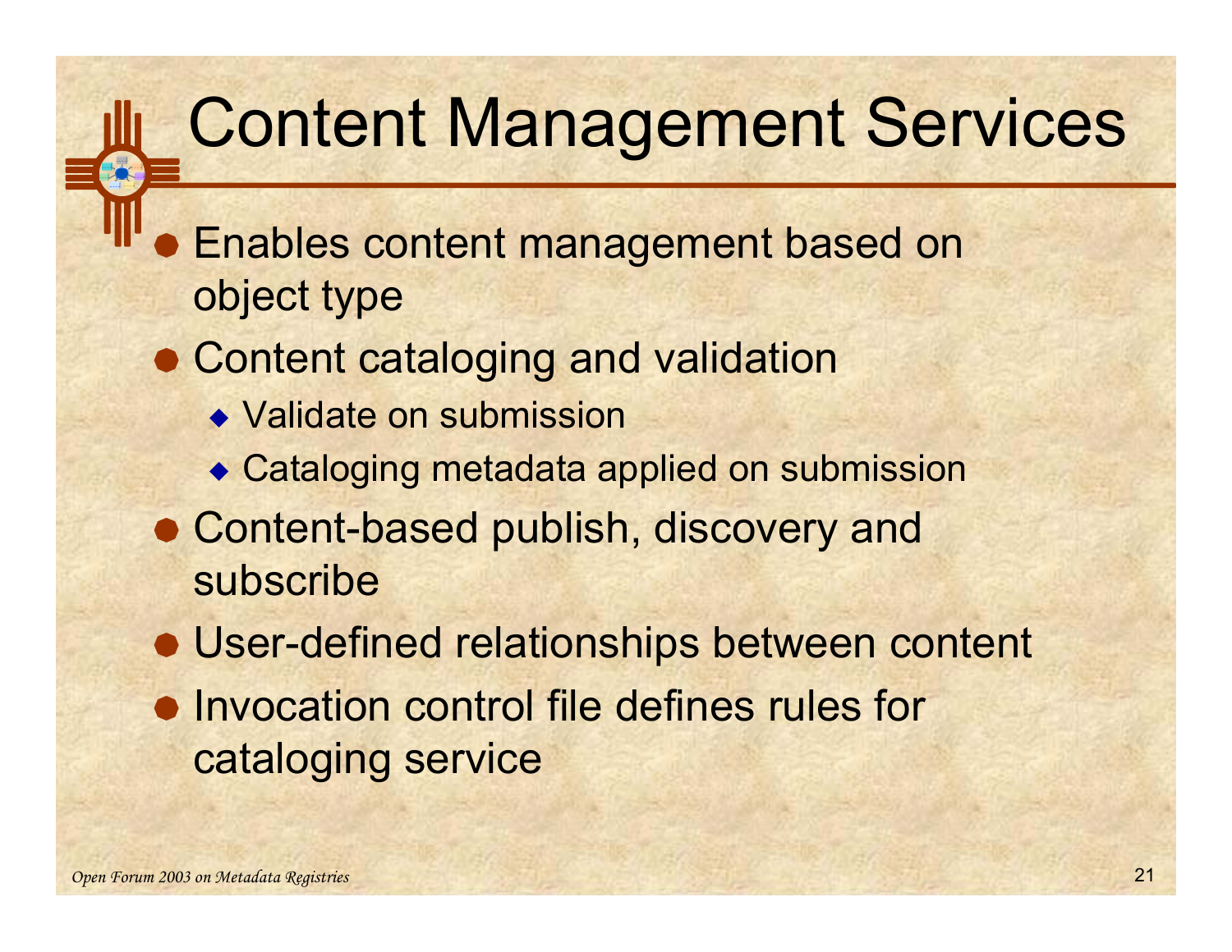# Content Management Services

- Enables content management based on object type
- Content cataloging and validation
  - Validate on submission
  - Cataloging metadata applied on submission
- Content-based publish, discovery and subscribe
- User-defined relationships between content
- Invocation control file defines rules for cataloging service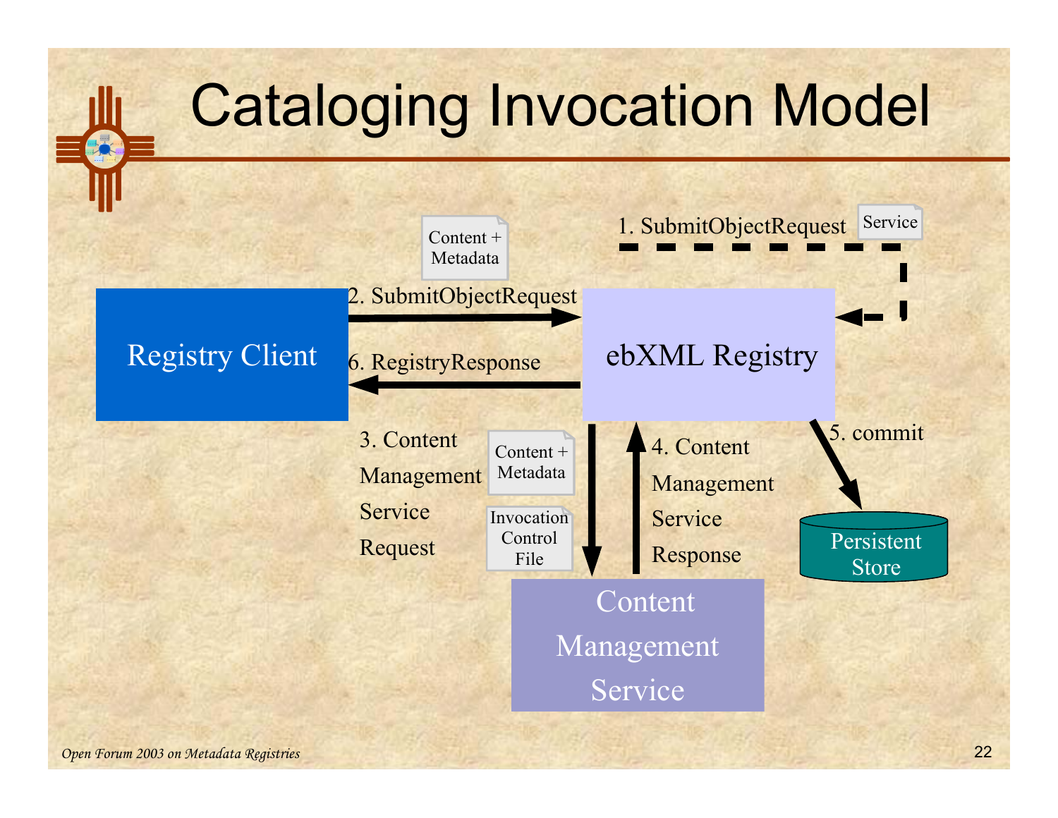# Cataloging Invocation Model

Registry Client

ebXML Registry

Content Management Service

Persistent Store

1. SubmitObjectRequest — Service

2. SubmitObjectRequest — Content + Metadata

3. Content Management Service Request — Content + Metadata, Invocation Control File

4. Content Management Service Response

5. commit

6. RegistryResponse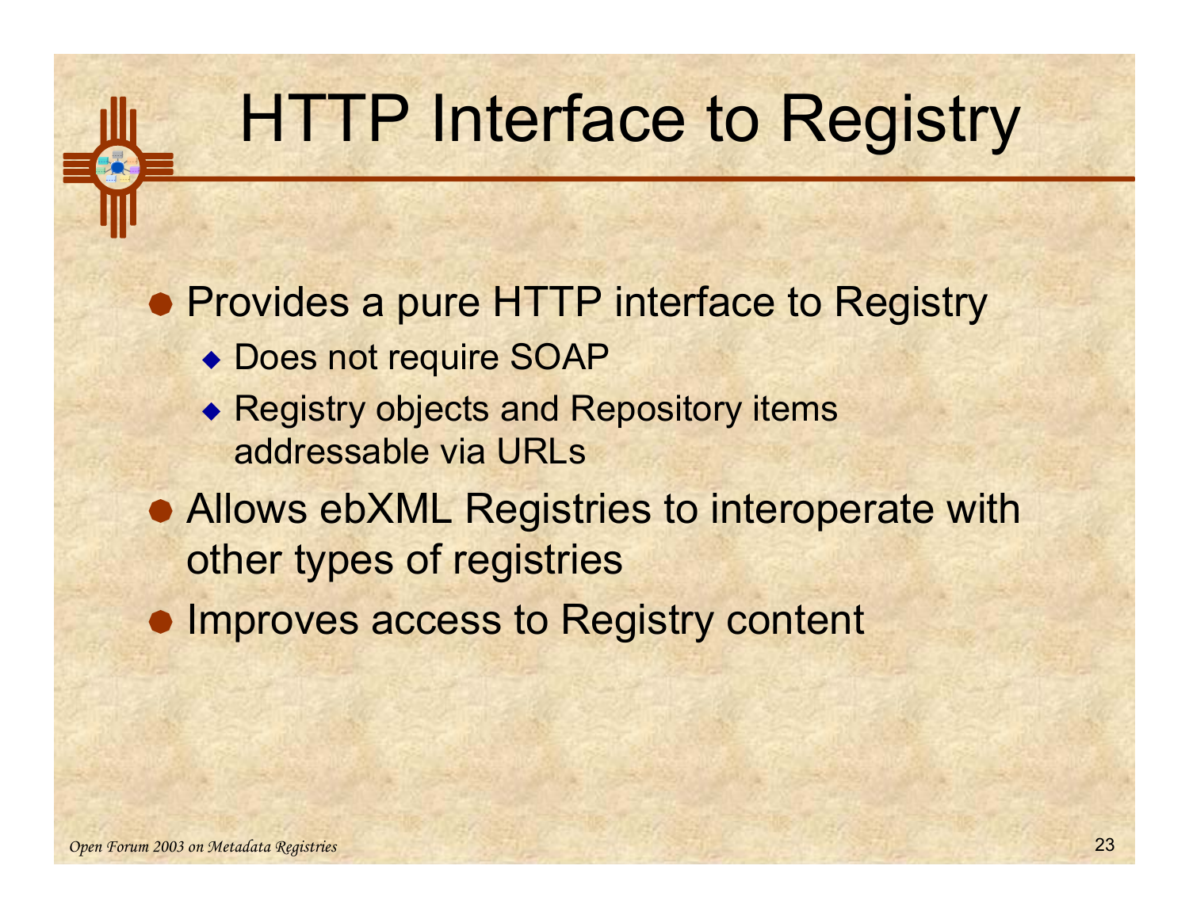# HTTP Interface to Registry

- Provides a pure HTTP interface to Registry
  - Does not require SOAP
  - Registry objects and Repository items addressable via URLs
- Allows ebXML Registries to interoperate with other types of registries
- Improves access to Registry content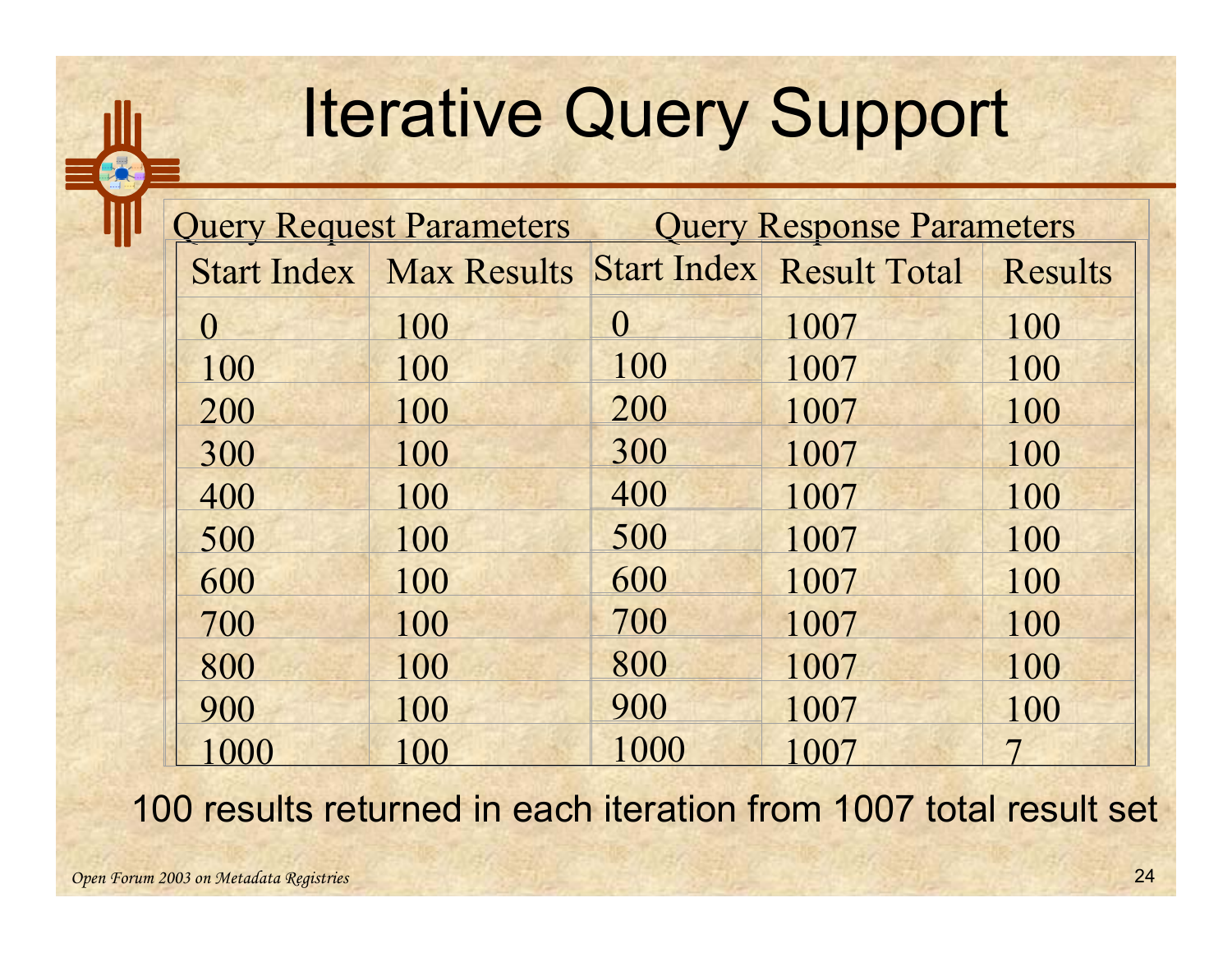# Iterative Query Support

| Query Request Parameters | | Query Response Parameters | | |
|---|---|---|---|---|
| Start Index | Max Results | Start Index | Result Total | Results |
| 0 | 100 | 0 | 1007 | 100 |
| 100 | 100 | 100 | 1007 | 100 |
| 200 | 100 | 200 | 1007 | 100 |
| 300 | 100 | 300 | 1007 | 100 |
| 400 | 100 | 400 | 1007 | 100 |
| 500 | 100 | 500 | 1007 | 100 |
| 600 | 100 | 600 | 1007 | 100 |
| 700 | 100 | 700 | 1007 | 100 |
| 800 | 100 | 800 | 1007 | 100 |
| 900 | 100 | 900 | 1007 | 100 |
| 1000 | 100 | 1000 | 1007 | 7 |

100 results returned in each iteration from 1007 total result set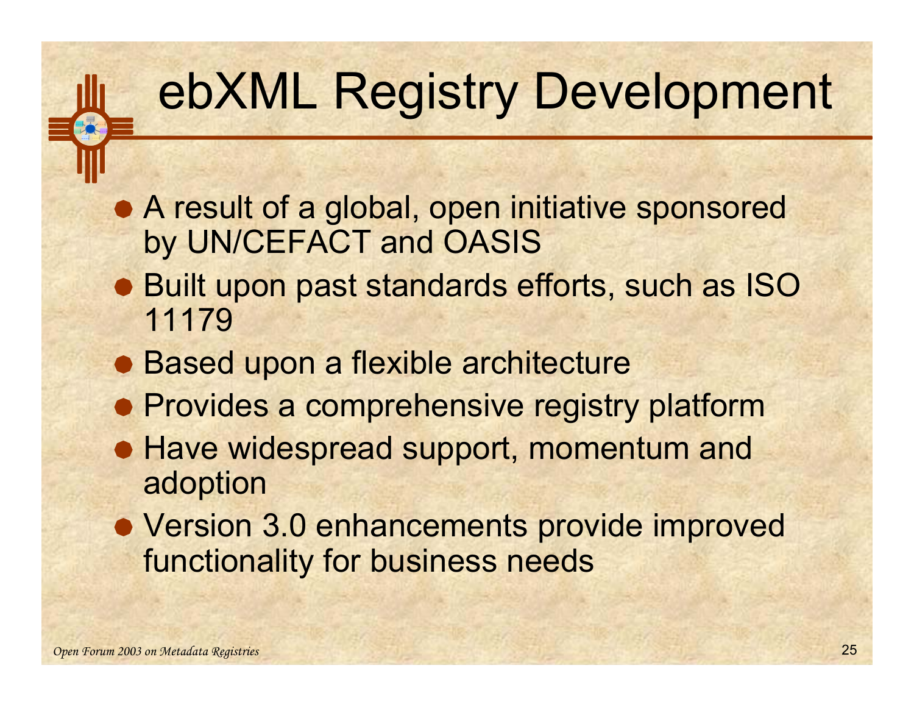# ebXML Registry Development

- A result of a global, open initiative sponsored by UN/CEFACT and OASIS
- Built upon past standards efforts, such as ISO 11179
- Based upon a flexible architecture
- Provides a comprehensive registry platform
- Have widespread support, momentum and adoption
- Version 3.0 enhancements provide improved functionality for business needs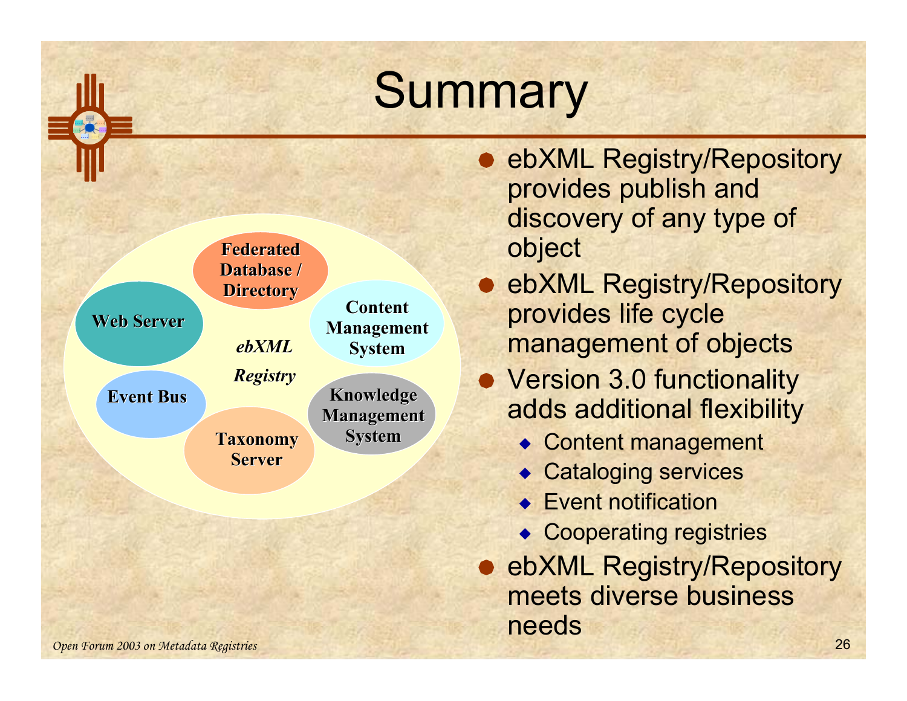# Summary

- ebXML Registry/Repository provides publish and discovery of any type of object
- ebXML Registry/Repository provides life cycle management of objects
- Version 3.0 functionality adds additional flexibility
  - Content management
  - Cataloging services
  - Event notification
  - Cooperating registries
- ebXML Registry/Repository meets diverse business needs

**Federated Database / Directory**

**Web Server**

**Content Management System**

***ebXML Registry***

**Event Bus**

**Knowledge Management System**

**Taxonomy Server**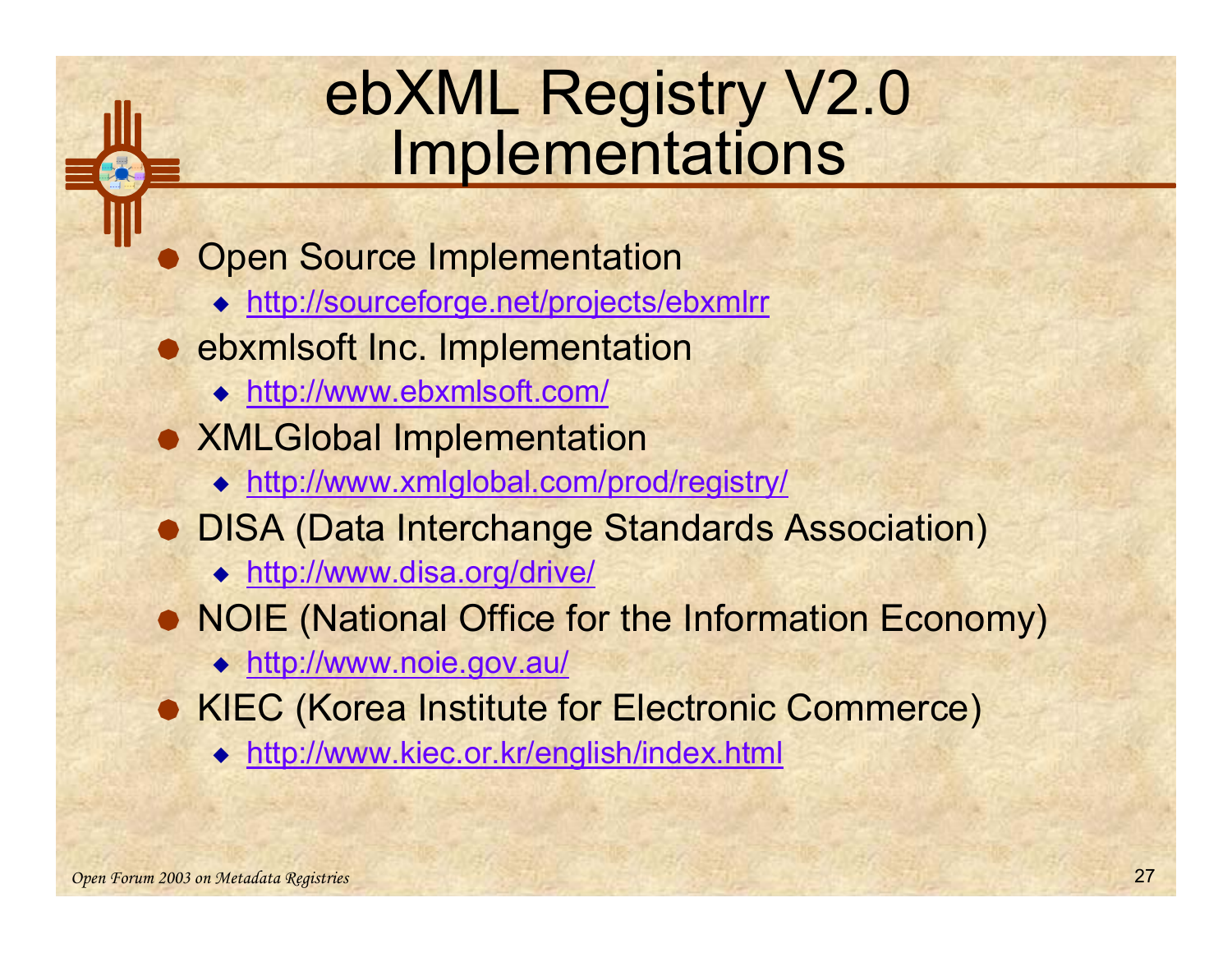# ebXML Registry V2.0 Implementations

- Open Source Implementation
  - http://sourceforge.net/projects/ebxmlrr
- ebxmlsoft Inc. Implementation
  - http://www.ebxmlsoft.com/
- XMLGlobal Implementation
  - http://www.xmlglobal.com/prod/registry/
- DISA (Data Interchange Standards Association)
  - http://www.disa.org/drive/
- NOIE (National Office for the Information Economy)
  - http://www.noie.gov.au/
- KIEC (Korea Institute for Electronic Commerce)
  - http://www.kiec.or.kr/english/index.html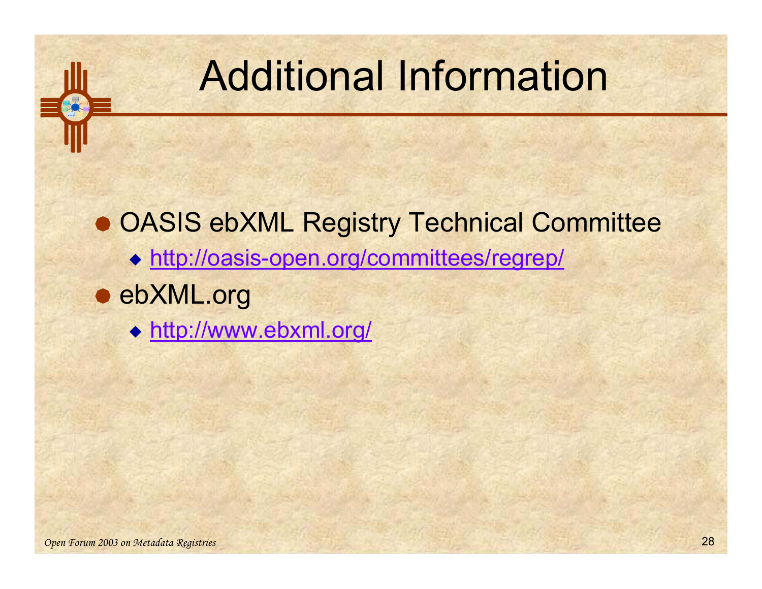# Additional Information

- OASIS ebXML Registry Technical Committee
  - http://oasis-open.org/committees/regrep/
- ebXML.org
  - http://www.ebxml.org/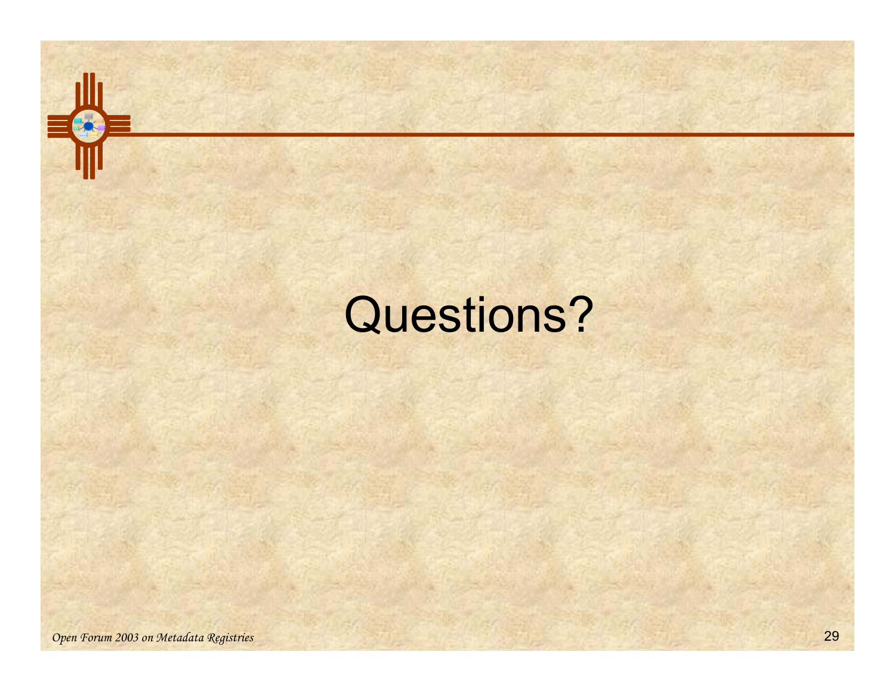# Questions?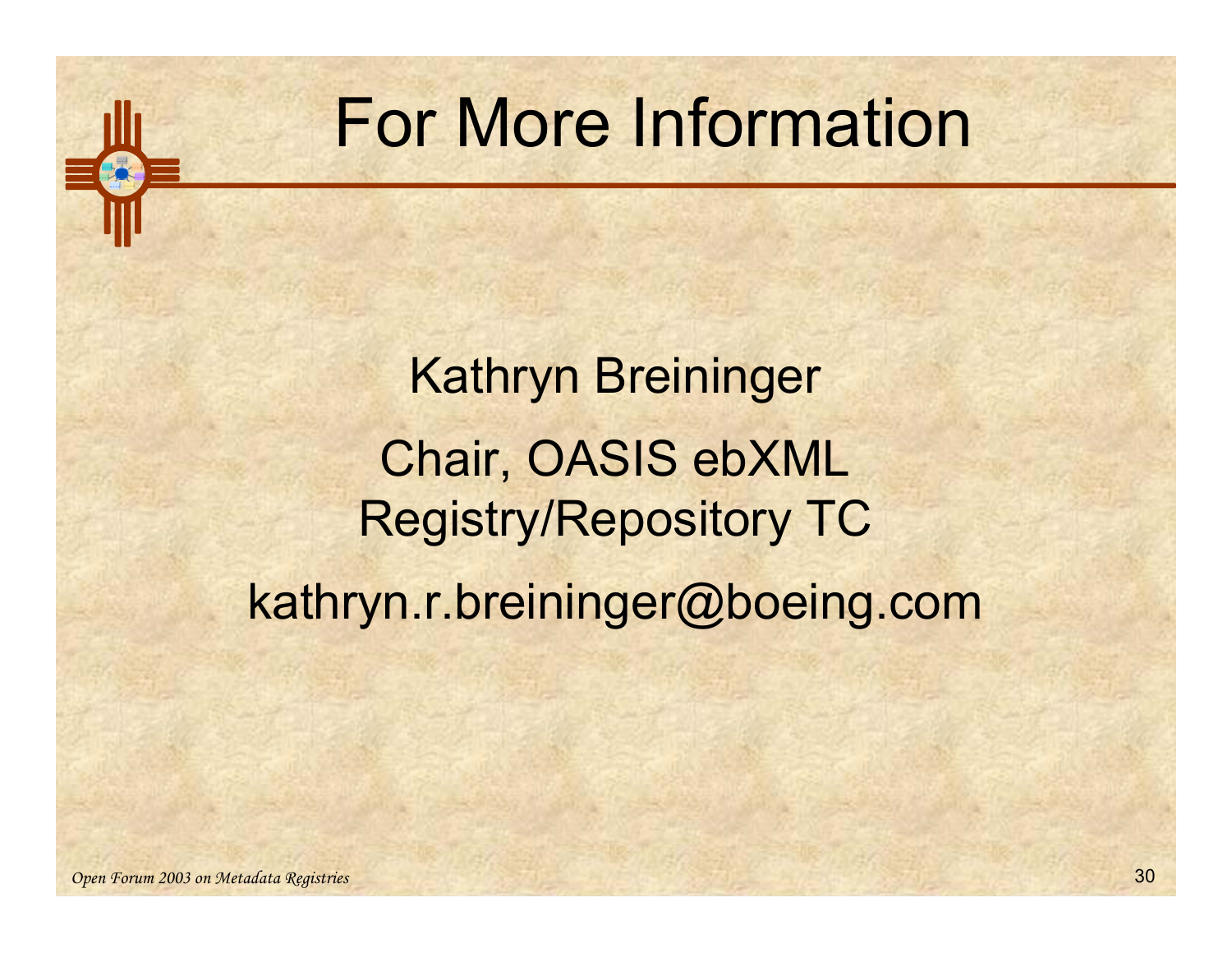# For More Information

Kathryn Breininger

Chair, OASIS ebXML Registry/Repository TC

kathryn.r.breininger@boeing.com